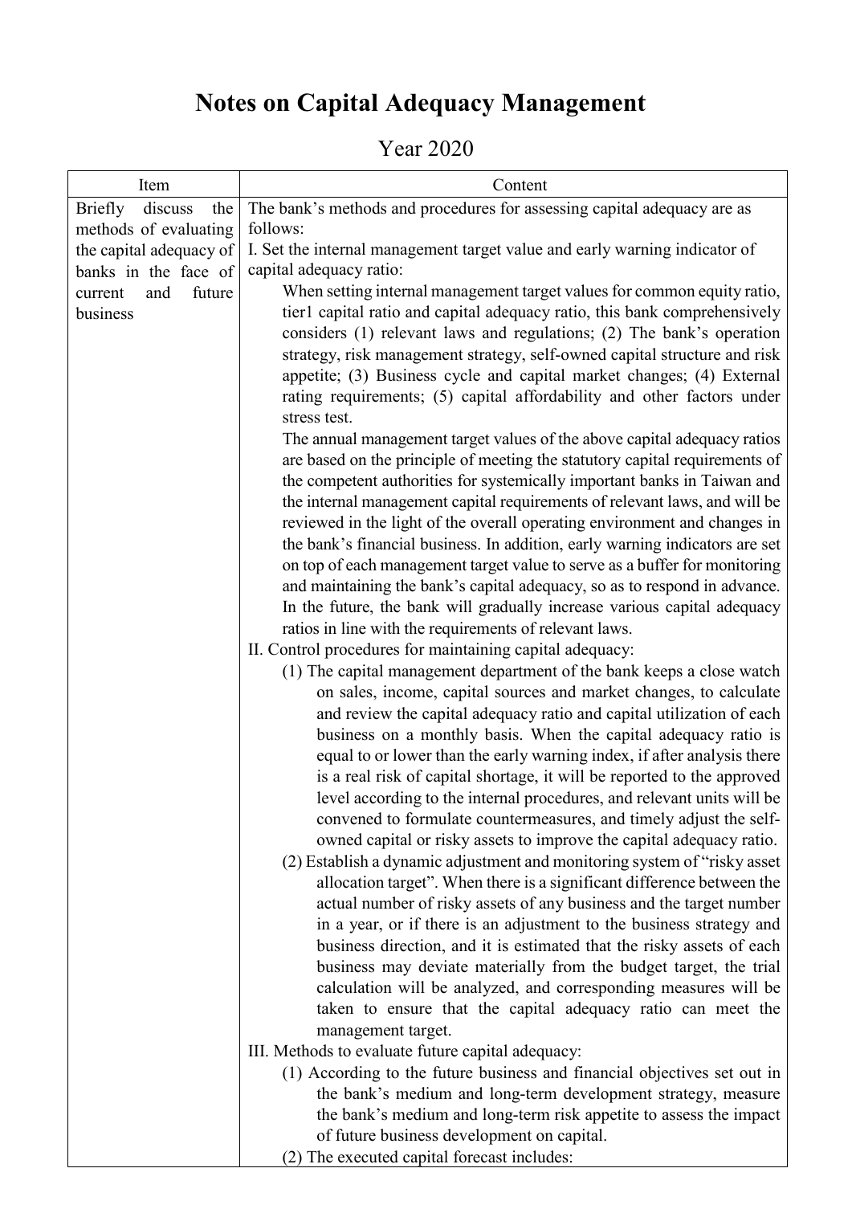# Notes on Capital Adequacy Management

Year 2020

| Item | Content |
| --- | --- |
| Briefly discuss the methods of evaluating the capital adequacy of banks in the face of current and future business | The bank's methods and procedures for assessing capital adequacy are as follows:<br>I. Set the internal management target value and early warning indicator of capital adequacy ratio:<br>When setting internal management target values for common equity ratio, tier1 capital ratio and capital adequacy ratio, this bank comprehensively considers (1) relevant laws and regulations; (2) The bank's operation strategy, risk management strategy, self-owned capital structure and risk appetite; (3) Business cycle and capital market changes; (4) External rating requirements; (5) capital affordability and other factors under stress test.<br>The annual management target values of the above capital adequacy ratios are based on the principle of meeting the statutory capital requirements of the competent authorities for systemically important banks in Taiwan and the internal management capital requirements of relevant laws, and will be reviewed in the light of the overall operating environment and changes in the bank's financial business. In addition, early warning indicators are set on top of each management target value to serve as a buffer for monitoring and maintaining the bank's capital adequacy, so as to respond in advance. In the future, the bank will gradually increase various capital adequacy ratios in line with the requirements of relevant laws.<br>II. Control procedures for maintaining capital adequacy:<br>(1) The capital management department of the bank keeps a close watch on sales, income, capital sources and market changes, to calculate and review the capital adequacy ratio and capital utilization of each business on a monthly basis. When the capital adequacy ratio is equal to or lower than the early warning index, if after analysis there is a real risk of capital shortage, it will be reported to the approved level according to the internal procedures, and relevant units will be convened to formulate countermeasures, and timely adjust the self-owned capital or risky assets to improve the capital adequacy ratio.<br>(2) Establish a dynamic adjustment and monitoring system of "risky asset allocation target". When there is a significant difference between the actual number of risky assets of any business and the target number in a year, or if there is an adjustment to the business strategy and business direction, and it is estimated that the risky assets of each business may deviate materially from the budget target, the trial calculation will be analyzed, and corresponding measures will be taken to ensure that the capital adequacy ratio can meet the management target.<br>III. Methods to evaluate future capital adequacy:<br>(1) According to the future business and financial objectives set out in the bank's medium and long-term development strategy, measure the bank's medium and long-term risk appetite to assess the impact of future business development on capital.<br>(2) The executed capital forecast includes: |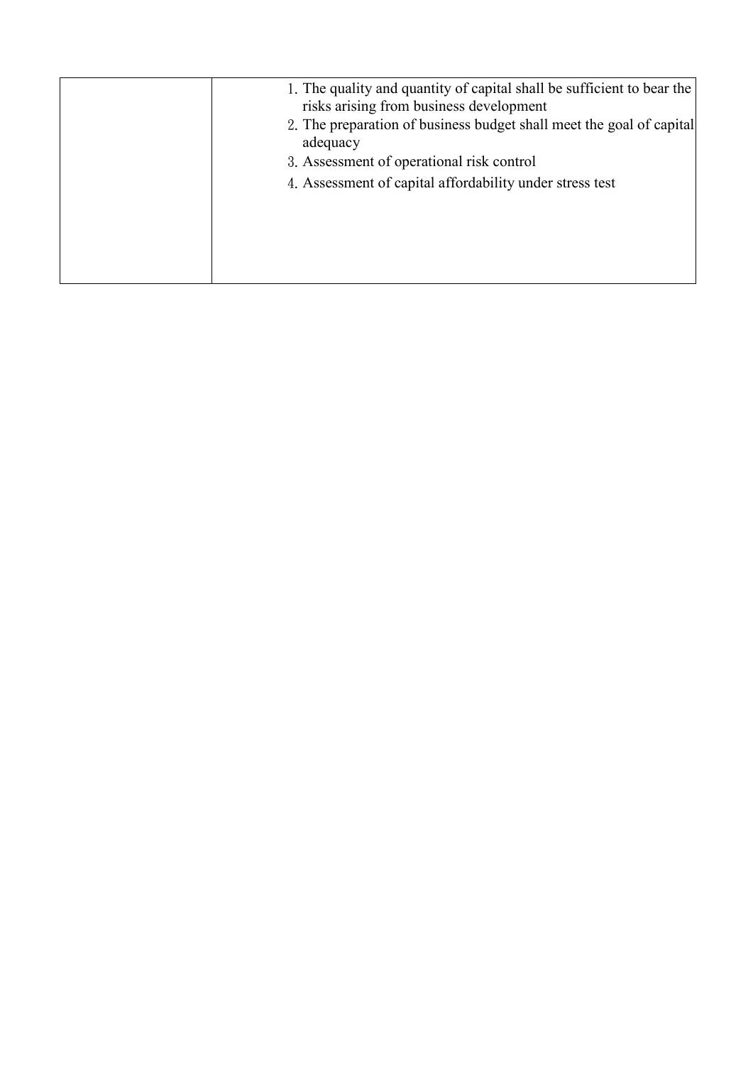| | |
|---|---|
| | 1. The quality and quantity of capital shall be sufficient to bear the risks arising from business development<br>2. The preparation of business budget shall meet the goal of capital adequacy<br>3. Assessment of operational risk control<br>4. Assessment of capital affordability under stress test |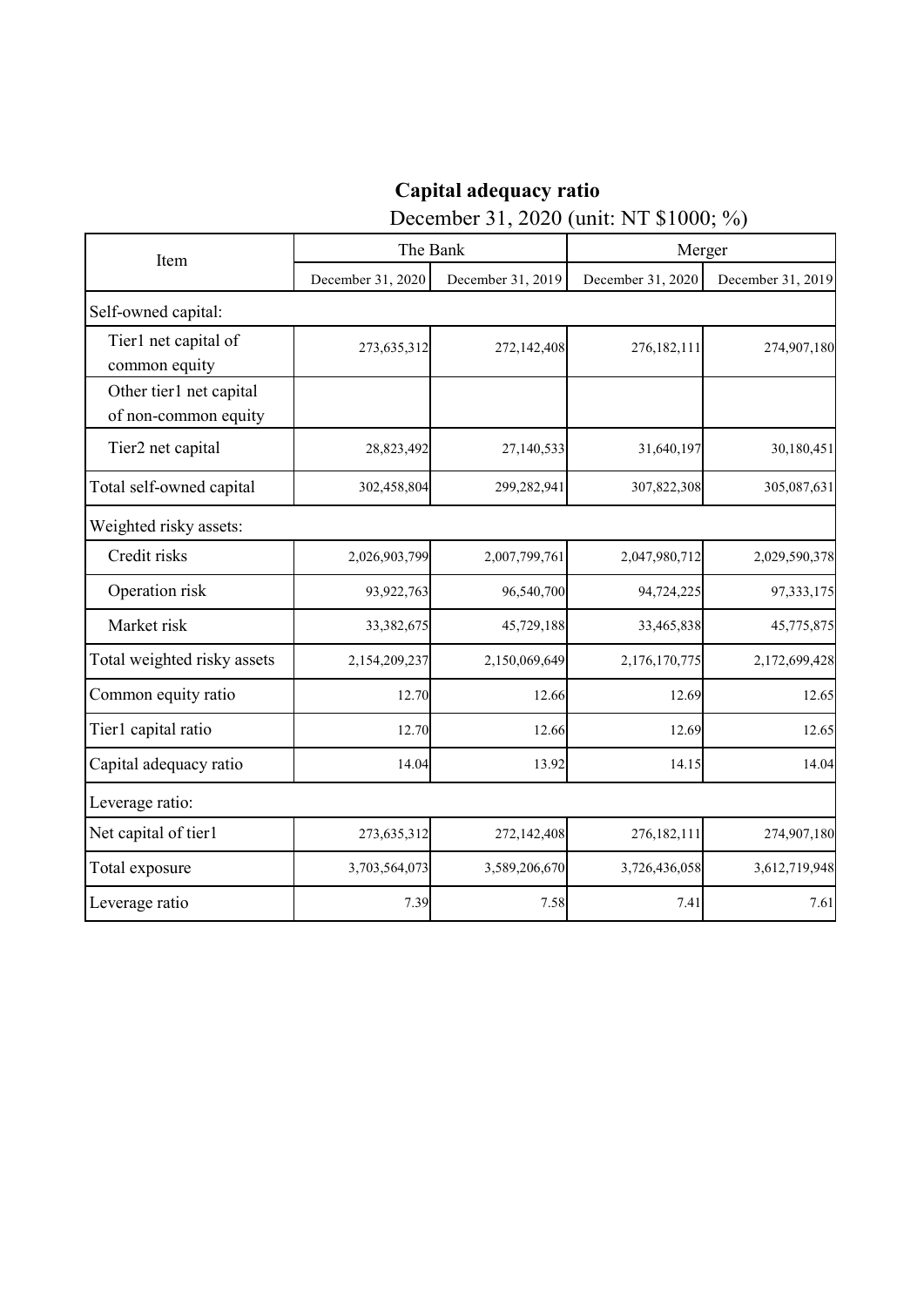## Capital adequacy ratio

December 31, 2020 (unit: NT $1000; %)

| Item | The Bank | | Merger | |
|---|---|---|---|---|
| | December 31, 2020 | December 31, 2019 | December 31, 2020 | December 31, 2019 |
| Self-owned capital: | | | | |
| Tier1 net capital of common equity | 273,635,312 | 272,142,408 | 276,182,111 | 274,907,180 |
| Other tier1 net capital of non-common equity | | | | |
| Tier2 net capital | 28,823,492 | 27,140,533 | 31,640,197 | 30,180,451 |
| Total self-owned capital | 302,458,804 | 299,282,941 | 307,822,308 | 305,087,631 |
| Weighted risky assets: | | | | |
| Credit risks | 2,026,903,799 | 2,007,799,761 | 2,047,980,712 | 2,029,590,378 |
| Operation risk | 93,922,763 | 96,540,700 | 94,724,225 | 97,333,175 |
| Market risk | 33,382,675 | 45,729,188 | 33,465,838 | 45,775,875 |
| Total weighted risky assets | 2,154,209,237 | 2,150,069,649 | 2,176,170,775 | 2,172,699,428 |
| Common equity ratio | 12.70 | 12.66 | 12.69 | 12.65 |
| Tier1 capital ratio | 12.70 | 12.66 | 12.69 | 12.65 |
| Capital adequacy ratio | 14.04 | 13.92 | 14.15 | 14.04 |
| Leverage ratio: | | | | |
| Net capital of tier1 | 273,635,312 | 272,142,408 | 276,182,111 | 274,907,180 |
| Total exposure | 3,703,564,073 | 3,589,206,670 | 3,726,436,058 | 3,612,719,948 |
| Leverage ratio | 7.39 | 7.58 | 7.41 | 7.61 |